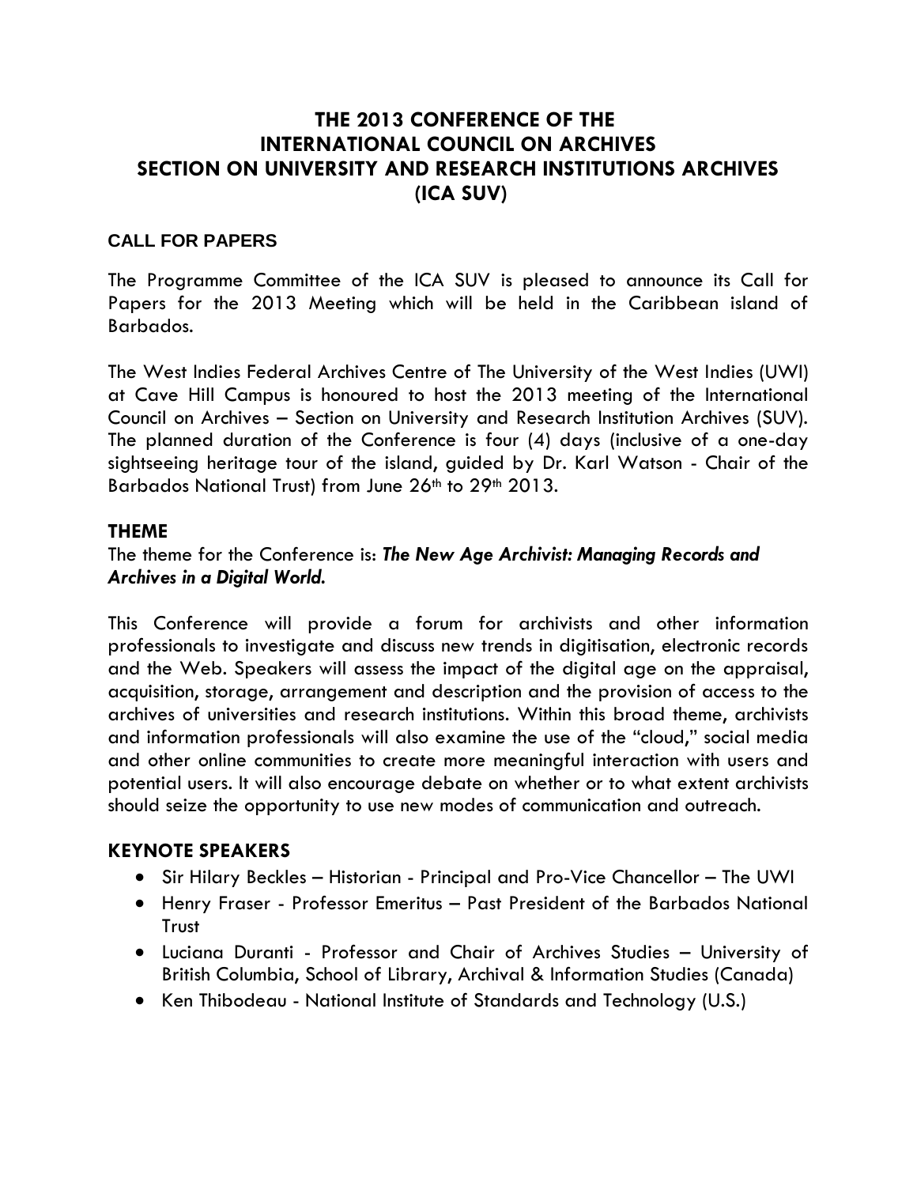# THE 2013 CONFERENCE OF THE INTERNATIONAL COUNCIL ON ARCHIVES SECTION ON UNIVERSITY AND RESEARCH INSTITUTIONS ARCHIVES (ICA SUV)

## CALL FOR PAPERS

The Programme Committee of the ICA SUV is pleased to announce its Call for Papers for the 2013 Meeting which will be held in the Caribbean island of Barbados.

The West Indies Federal Archives Centre of The University of the West Indies (UWI) at Cave Hill Campus is honoured to host the 2013 meeting of the International Council on Archives – Section on University and Research Institution Archives (SUV). The planned duration of the Conference is four (4) days (inclusive of a one-day sightseeing heritage tour of the island, guided by Dr. Karl Watson - Chair of the Barbados National Trust) from June 26th to 29th 2013.

## THEME

The theme for the Conference is: ***The New Age Archivist: Managing Records and Archives in a Digital World.***

This Conference will provide a forum for archivists and other information professionals to investigate and discuss new trends in digitisation, electronic records and the Web. Speakers will assess the impact of the digital age on the appraisal, acquisition, storage, arrangement and description and the provision of access to the archives of universities and research institutions. Within this broad theme, archivists and information professionals will also examine the use of the "cloud," social media and other online communities to create more meaningful interaction with users and potential users. It will also encourage debate on whether or to what extent archivists should seize the opportunity to use new modes of communication and outreach.

## KEYNOTE SPEAKERS

- Sir Hilary Beckles – Historian - Principal and Pro-Vice Chancellor – The UWI
- Henry Fraser - Professor Emeritus – Past President of the Barbados National Trust
- Luciana Duranti - Professor and Chair of Archives Studies – University of British Columbia, School of Library, Archival & Information Studies (Canada)
- Ken Thibodeau - National Institute of Standards and Technology (U.S.)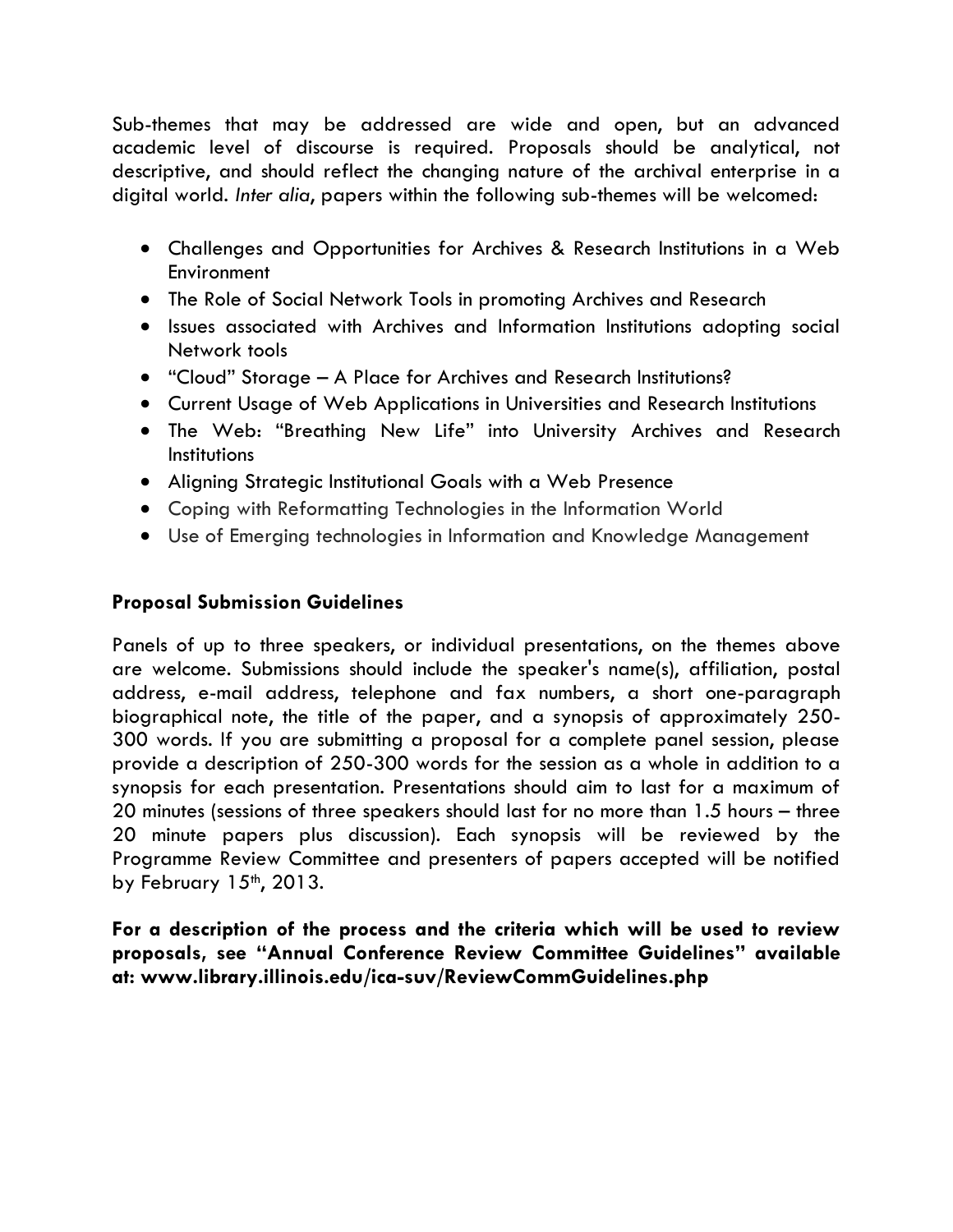Sub-themes that may be addressed are wide and open, but an advanced academic level of discourse is required. Proposals should be analytical, not descriptive, and should reflect the changing nature of the archival enterprise in a digital world. *Inter alia*, papers within the following sub-themes will be welcomed:

- Challenges and Opportunities for Archives & Research Institutions in a Web Environment
- The Role of Social Network Tools in promoting Archives and Research
- Issues associated with Archives and Information Institutions adopting social Network tools
- "Cloud" Storage – A Place for Archives and Research Institutions?
- Current Usage of Web Applications in Universities and Research Institutions
- The Web: "Breathing New Life" into University Archives and Research Institutions
- Aligning Strategic Institutional Goals with a Web Presence
- Coping with Reformatting Technologies in the Information World
- Use of Emerging technologies in Information and Knowledge Management

**Proposal Submission Guidelines**

Panels of up to three speakers, or individual presentations, on the themes above are welcome. Submissions should include the speaker's name(s), affiliation, postal address, e-mail address, telephone and fax numbers, a short one-paragraph biographical note, the title of the paper, and a synopsis of approximately 250-300 words. If you are submitting a proposal for a complete panel session, please provide a description of 250-300 words for the session as a whole in addition to a synopsis for each presentation. Presentations should aim to last for a maximum of 20 minutes (sessions of three speakers should last for no more than 1.5 hours – three 20 minute papers plus discussion). Each synopsis will be reviewed by the Programme Review Committee and presenters of papers accepted will be notified by February 15th, 2013.

**For a description of the process and the criteria which will be used to review proposals, see "Annual Conference Review Committee Guidelines" available at: www.library.illinois.edu/ica-suv/ReviewCommGuidelines.php**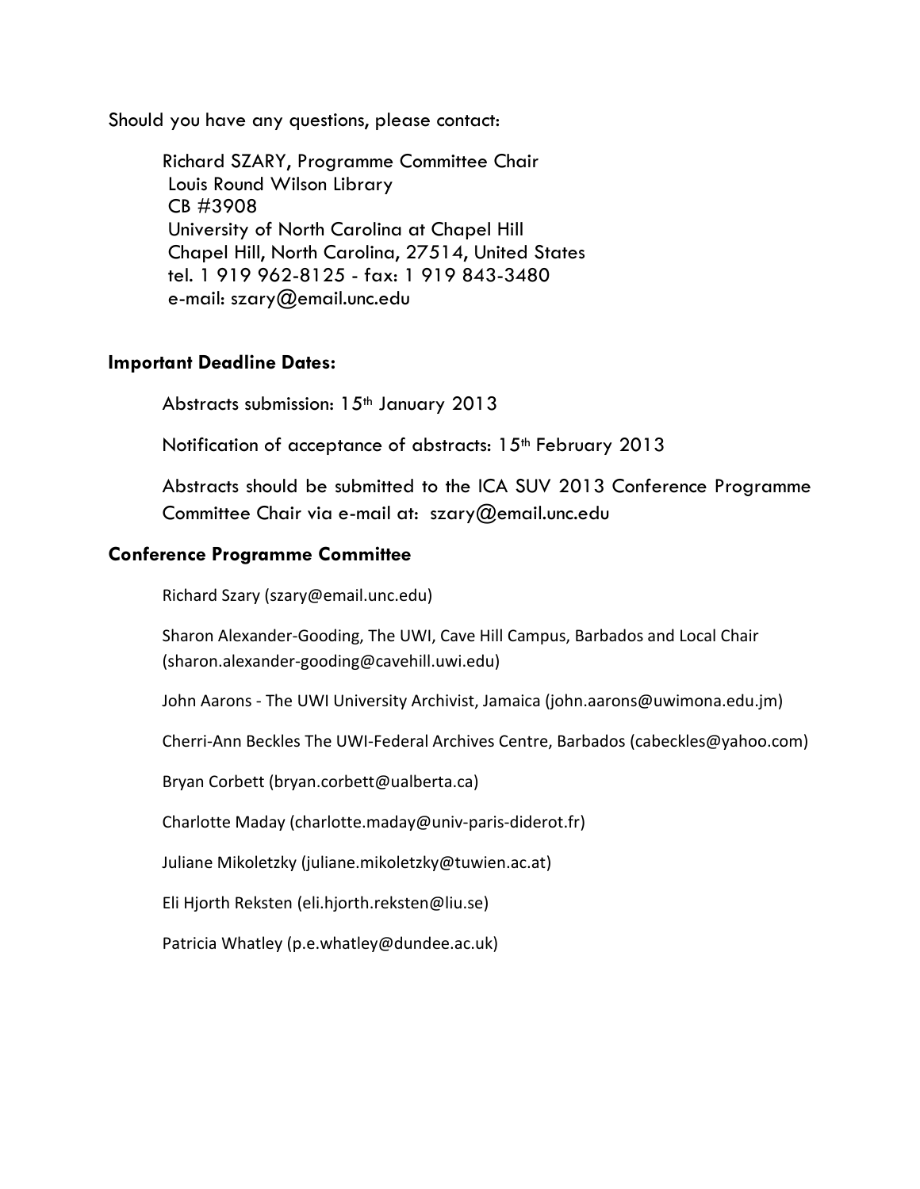Should you have any questions, please contact:

Richard SZARY, Programme Committee Chair
Louis Round Wilson Library
CB #3908
University of North Carolina at Chapel Hill
Chapel Hill, North Carolina, 27514, United States
tel. 1 919 962-8125 - fax: 1 919 843-3480
e-mail: szary@email.unc.edu

### Important Deadline Dates:

Abstracts submission: 15th January 2013

Notification of acceptance of abstracts: 15th February 2013

Abstracts should be submitted to the ICA SUV 2013 Conference Programme Committee Chair via e-mail at: szary@email.unc.edu

### Conference Programme Committee

Richard Szary (szary@email.unc.edu)

Sharon Alexander-Gooding, The UWI, Cave Hill Campus, Barbados and Local Chair (sharon.alexander-gooding@cavehill.uwi.edu)

John Aarons - The UWI University Archivist, Jamaica (john.aarons@uwimona.edu.jm)

Cherri-Ann Beckles The UWI-Federal Archives Centre, Barbados (cabeckles@yahoo.com)

Bryan Corbett (bryan.corbett@ualberta.ca)

Charlotte Maday (charlotte.maday@univ-paris-diderot.fr)

Juliane Mikoletzky (juliane.mikoletzky@tuwien.ac.at)

Eli Hjorth Reksten (eli.hjorth.reksten@liu.se)

Patricia Whatley (p.e.whatley@dundee.ac.uk)